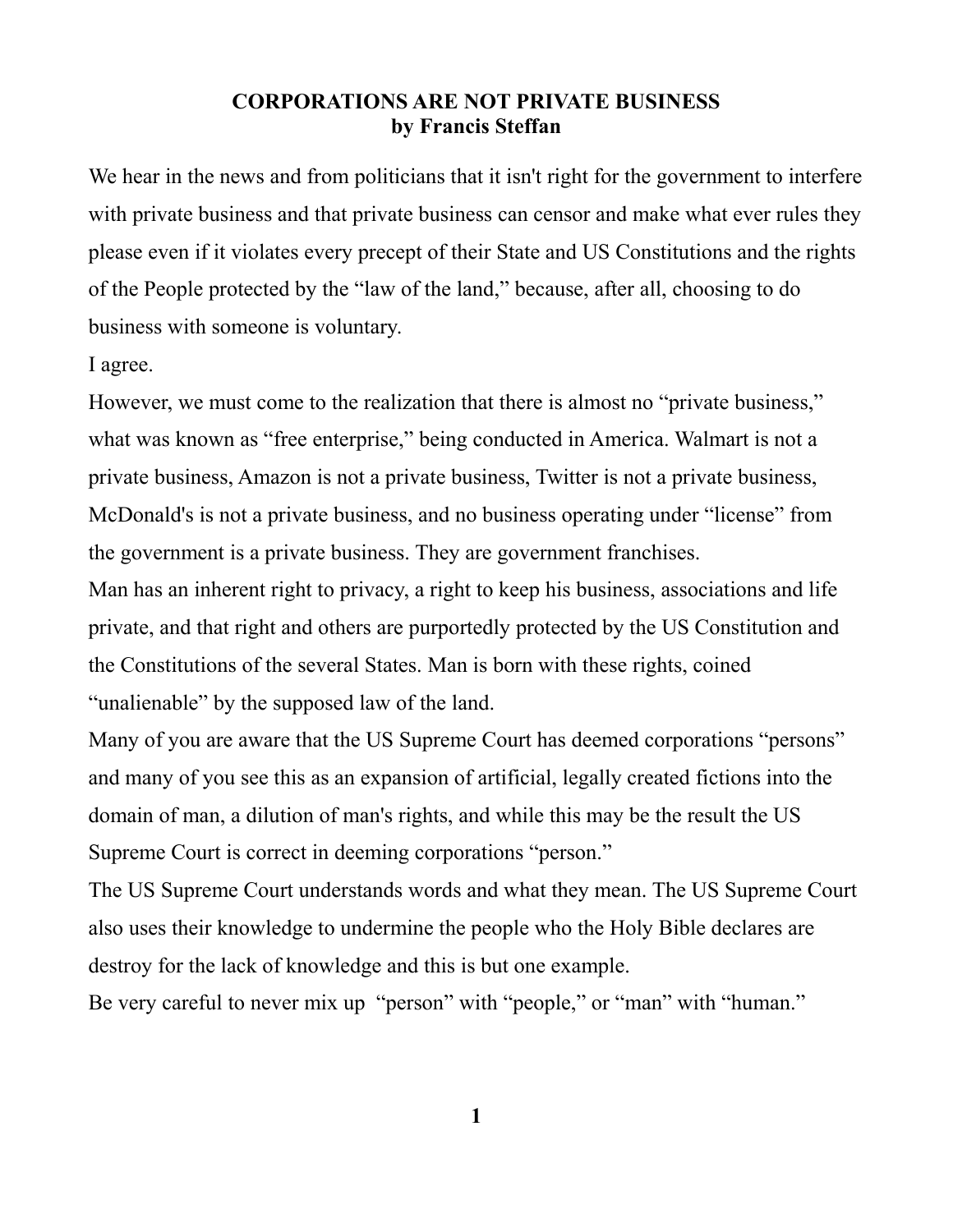# CORRUPTIONS

Wait—correcting: 

# CORPORATIONS ARE NOT PRIVATE BUSINESS
**by Francis Steffan**

We hear in the news and from politicians that it isn't right for the government to interfere with private business and that private business can censor and make what ever rules they please even if it violates every precept of their State and US Constitutions and the rights of the People protected by the "law of the land," because, after all, choosing to do business with someone is voluntary.

I agree.

However, we must come to the realization that there is almost no "private business," what was known as "free enterprise," being conducted in America. Walmart is not a private business, Amazon is not a private business, Twitter is not a private business, McDonald's is not a private business, and no business operating under "license" from the government is a private business. They are government franchises.

Man has an inherent right to privacy, a right to keep his business, associations and life private, and that right and others are purportedly protected by the US Constitution and the Constitutions of the several States. Man is born with these rights, coined "unalienable" by the supposed law of the land.

Many of you are aware that the US Supreme Court has deemed corporations "persons" and many of you see this as an expansion of artificial, legally created fictions into the domain of man, a dilution of man's rights, and while this may be the result the US Supreme Court is correct in deeming corporations "person."

The US Supreme Court understands words and what they mean. The US Supreme Court also uses their knowledge to undermine the people who the Holy Bible declares are destroy for the lack of knowledge and this is but one example.

Be very careful to never mix up "person" with "people," or "man" with "human."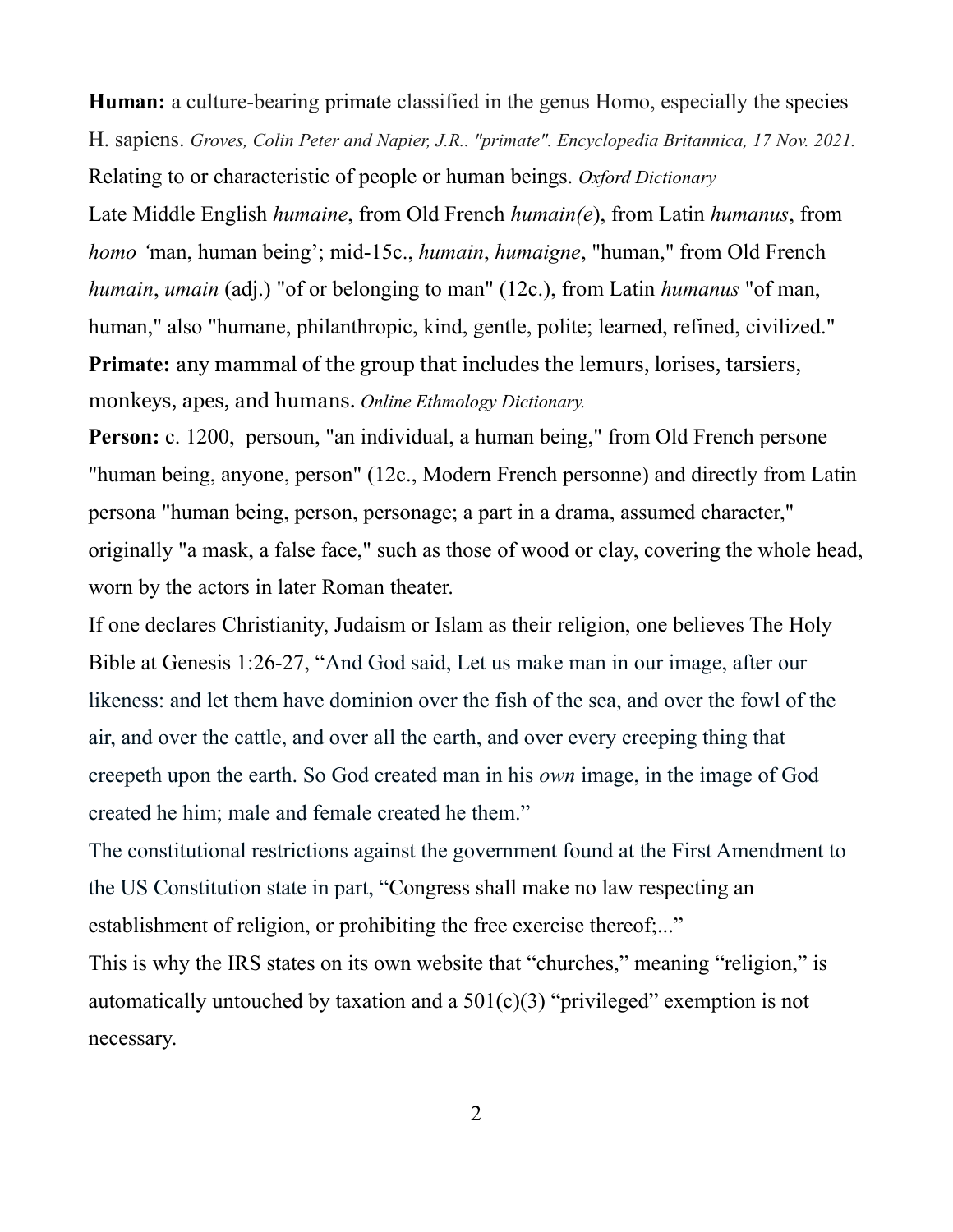**Human:** a culture-bearing primate classified in the genus Homo, especially the species H. sapiens. *Groves, Colin Peter and Napier, J.R.. "primate". Encyclopedia Britannica, 17 Nov. 2021.* Relating to or characteristic of people or human beings. *Oxford Dictionary*
Late Middle English *humaine*, from Old French *humain(e*), from Latin *humanus*, from *homo ‘*man, human being’; mid-15c., *humain*, *humaigne*, "human," from Old French *humain*, *umain* (adj.) "of or belonging to man" (12c.), from Latin *humanus* "of man, human," also "humane, philanthropic, kind, gentle, polite; learned, refined, civilized."
**Primate:** any mammal of the group that includes the lemurs, lorises, tarsiers, monkeys, apes, and humans. *Online Ethmology Dictionary.*
**Person:** c. 1200, persoun, "an individual, a human being," from Old French persone "human being, anyone, person" (12c., Modern French personne) and directly from Latin persona "human being, person, personage; a part in a drama, assumed character," originally "a mask, a false face," such as those of wood or clay, covering the whole head, worn by the actors in later Roman theater.
If one declares Christianity, Judaism or Islam as their religion, one believes The Holy Bible at Genesis 1:26-27, “And God said, Let us make man in our image, after our likeness: and let them have dominion over the fish of the sea, and over the fowl of the air, and over the cattle, and over all the earth, and over every creeping thing that creepeth upon the earth. So God created man in his *own* image, in the image of God created he him; male and female created he them.”
The constitutional restrictions against the government found at the First Amendment to the US Constitution state in part, “Congress shall make no law respecting an establishment of religion, or prohibiting the free exercise thereof;...”
This is why the IRS states on its own website that “churches,” meaning “religion,” is automatically untouched by taxation and a 501(c)(3) “privileged” exemption is not necessary.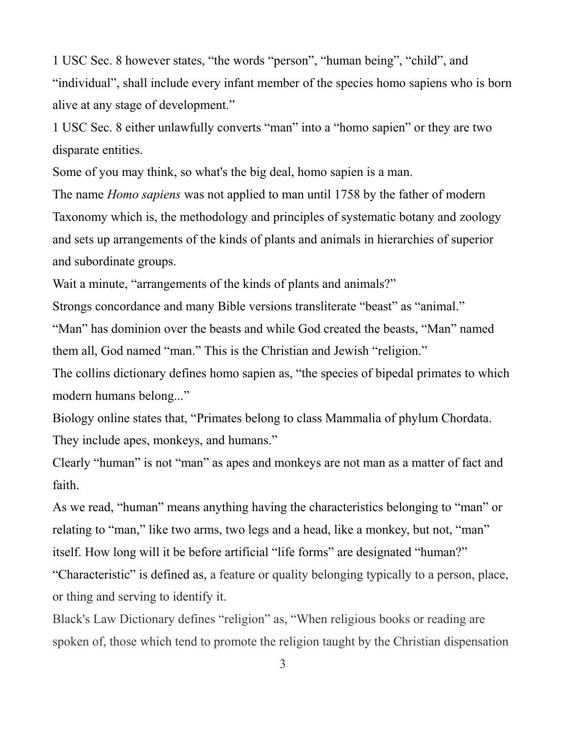1 USC Sec. 8 however states, “the words “person”, “human being”, “child”, and “individual”, shall include every infant member of the species homo sapiens who is born alive at any stage of development.”

1 USC Sec. 8 either unlawfully converts “man” into a “homo sapien” or they are two disparate entities.

Some of you may think, so what's the big deal, homo sapien is a man.

The name *Homo sapiens* was not applied to man until 1758 by the father of modern Taxonomy which is, the methodology and principles of systematic botany and zoology and sets up arrangements of the kinds of plants and animals in hierarchies of superior and subordinate groups.

Wait a minute, “arrangements of the kinds of plants and animals?”

Strongs concordance and many Bible versions transliterate “beast” as “animal.”

“Man” has dominion over the beasts and while God created the beasts, “Man” named them all, God named “man.” This is the Christian and Jewish “religion.”

The collins dictionary defines homo sapien as, “the species of bipedal primates to which modern humans belong...”

Biology online states that, “Primates belong to class Mammalia of phylum Chordata. They include apes, monkeys, and humans.”

Clearly “human” is not “man” as apes and monkeys are not man as a matter of fact and faith.

As we read, “human” means anything having the characteristics belonging to “man” or relating to “man,” like two arms, two legs and a head, like a monkey, but not, “man” itself. How long will it be before artificial “life forms” are designated “human?”

“Characteristic” is defined as, a feature or quality belonging typically to a person, place, or thing and serving to identify it.

Black's Law Dictionary defines “religion” as, “When religious books or reading are spoken of, those which tend to promote the religion taught by the Christian dispensation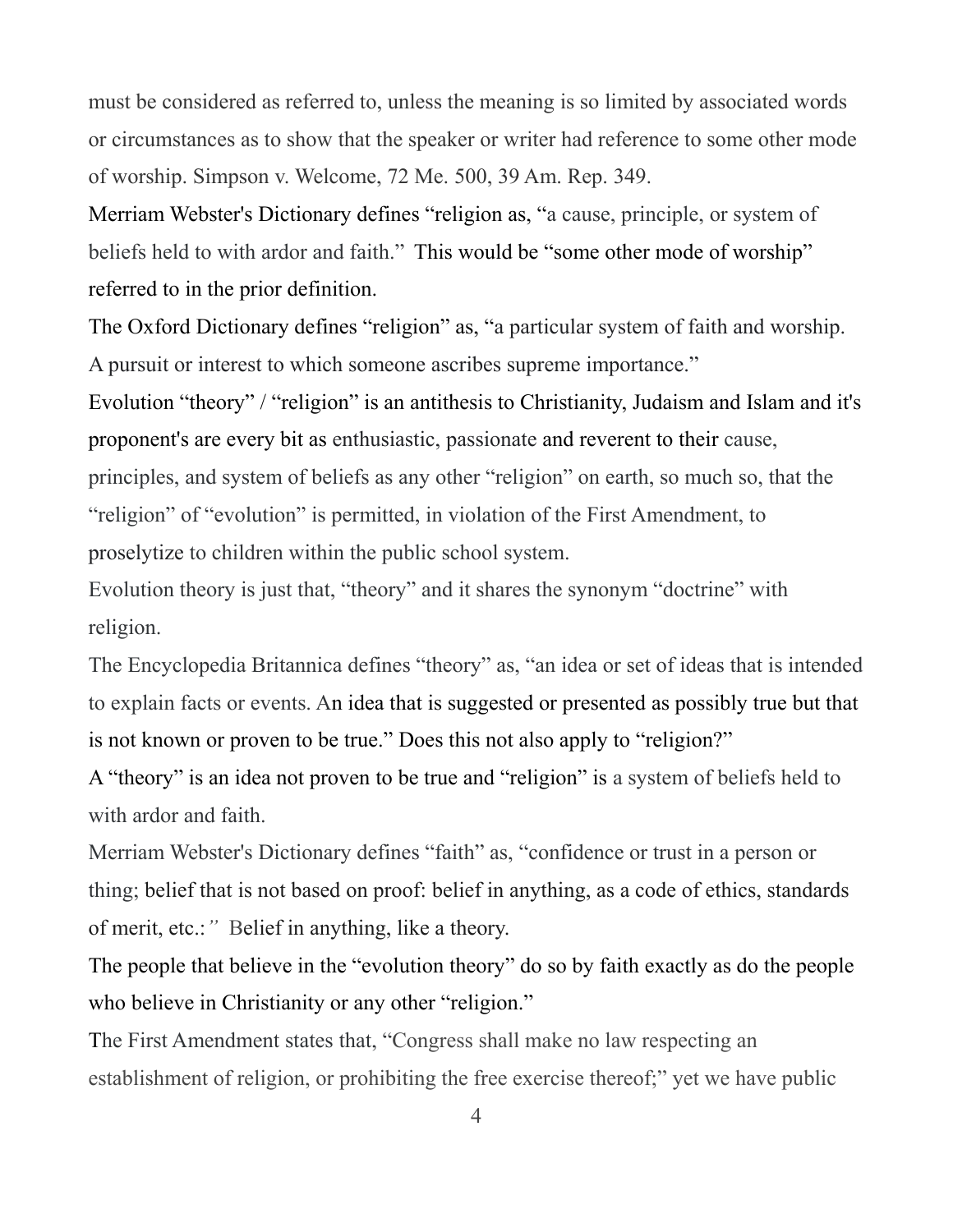must be considered as referred to, unless the meaning is so limited by associated words or circumstances as to show that the speaker or writer had reference to some other mode of worship. Simpson v. Welcome, 72 Me. 500, 39 Am. Rep. 349.

Merriam Webster's Dictionary defines "religion as, "a cause, principle, or system of beliefs held to with ardor and faith." This would be "some other mode of worship" referred to in the prior definition.

The Oxford Dictionary defines "religion" as, "a particular system of faith and worship. A pursuit or interest to which someone ascribes supreme importance."

Evolution "theory" / "religion" is an antithesis to Christianity, Judaism and Islam and it's proponent's are every bit as enthusiastic, passionate and reverent to their cause, principles, and system of beliefs as any other "religion" on earth, so much so, that the "religion" of "evolution" is permitted, in violation of the First Amendment, to proselytize to children within the public school system.

Evolution theory is just that, "theory" and it shares the synonym "doctrine" with religion.

The Encyclopedia Britannica defines "theory" as, "an idea or set of ideas that is intended to explain facts or events. An idea that is suggested or presented as possibly true but that is not known or proven to be true." Does this not also apply to "religion?"

A "theory" is an idea not proven to be true and "religion" is a system of beliefs held to with ardor and faith.

Merriam Webster's Dictionary defines "faith" as, "confidence or trust in a person or thing; belief that is not based on proof: belief in anything, as a code of ethics, standards of merit, etc.:" Belief in anything, like a theory.

The people that believe in the "evolution theory" do so by faith exactly as do the people who believe in Christianity or any other "religion."

The First Amendment states that, "Congress shall make no law respecting an establishment of religion, or prohibiting the free exercise thereof;" yet we have public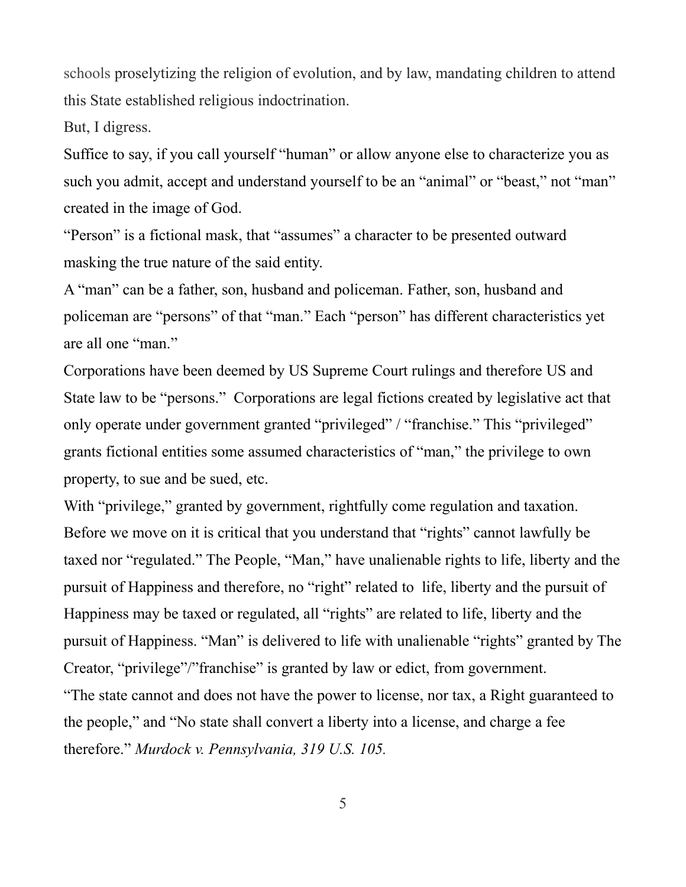schools proselytizing the religion of evolution, and by law, mandating children to attend this State established religious indoctrination.

But, I digress.

Suffice to say, if you call yourself "human" or allow anyone else to characterize you as such you admit, accept and understand yourself to be an "animal" or "beast," not "man" created in the image of God.

"Person" is a fictional mask, that "assumes" a character to be presented outward masking the true nature of the said entity.

A "man" can be a father, son, husband and policeman. Father, son, husband and policeman are "persons" of that "man." Each "person" has different characteristics yet are all one "man."

Corporations have been deemed by US Supreme Court rulings and therefore US and State law to be "persons." Corporations are legal fictions created by legislative act that only operate under government granted "privileged" / "franchise." This "privileged" grants fictional entities some assumed characteristics of "man," the privilege to own property, to sue and be sued, etc.

With "privilege," granted by government, rightfully come regulation and taxation.

Before we move on it is critical that you understand that "rights" cannot lawfully be taxed nor "regulated." The People, "Man," have unalienable rights to life, liberty and the pursuit of Happiness and therefore, no "right" related to life, liberty and the pursuit of Happiness may be taxed or regulated, all "rights" are related to life, liberty and the pursuit of Happiness. "Man" is delivered to life with unalienable "rights" granted by The Creator, "privilege"/"franchise" is granted by law or edict, from government.

"The state cannot and does not have the power to license, nor tax, a Right guaranteed to the people," and "No state shall convert a liberty into a license, and charge a fee therefore." *Murdock v. Pennsylvania, 319 U.S. 105.*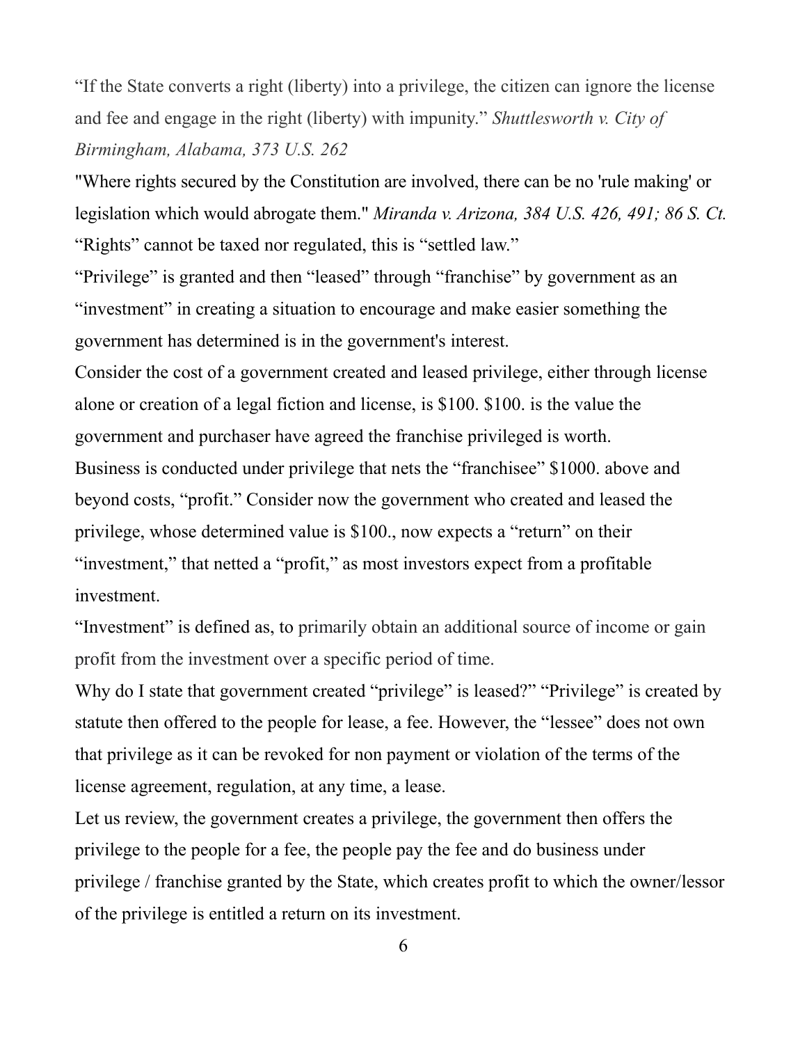"If the State converts a right (liberty) into a privilege, the citizen can ignore the license and fee and engage in the right (liberty) with impunity." *Shuttlesworth v. City of Birmingham, Alabama, 373 U.S. 262*

"Where rights secured by the Constitution are involved, there can be no 'rule making' or legislation which would abrogate them." *Miranda v. Arizona, 384 U.S. 426, 491; 86 S. Ct.*

"Rights" cannot be taxed nor regulated, this is "settled law."

"Privilege" is granted and then "leased" through "franchise" by government as an "investment" in creating a situation to encourage and make easier something the government has determined is in the government's interest.

Consider the cost of a government created and leased privilege, either through license alone or creation of a legal fiction and license, is \$100. \$100. is the value the government and purchaser have agreed the franchise privileged is worth.

Business is conducted under privilege that nets the "franchisee" \$1000. above and beyond costs, "profit." Consider now the government who created and leased the privilege, whose determined value is \$100., now expects a "return" on their "investment," that netted a "profit," as most investors expect from a profitable investment.

"Investment" is defined as, to primarily obtain an additional source of income or gain profit from the investment over a specific period of time.

Why do I state that government created "privilege" is leased?" "Privilege" is created by statute then offered to the people for lease, a fee. However, the "lessee" does not own that privilege as it can be revoked for non payment or violation of the terms of the license agreement, regulation, at any time, a lease.

Let us review, the government creates a privilege, the government then offers the privilege to the people for a fee, the people pay the fee and do business under privilege / franchise granted by the State, which creates profit to which the owner/lessor of the privilege is entitled a return on its investment.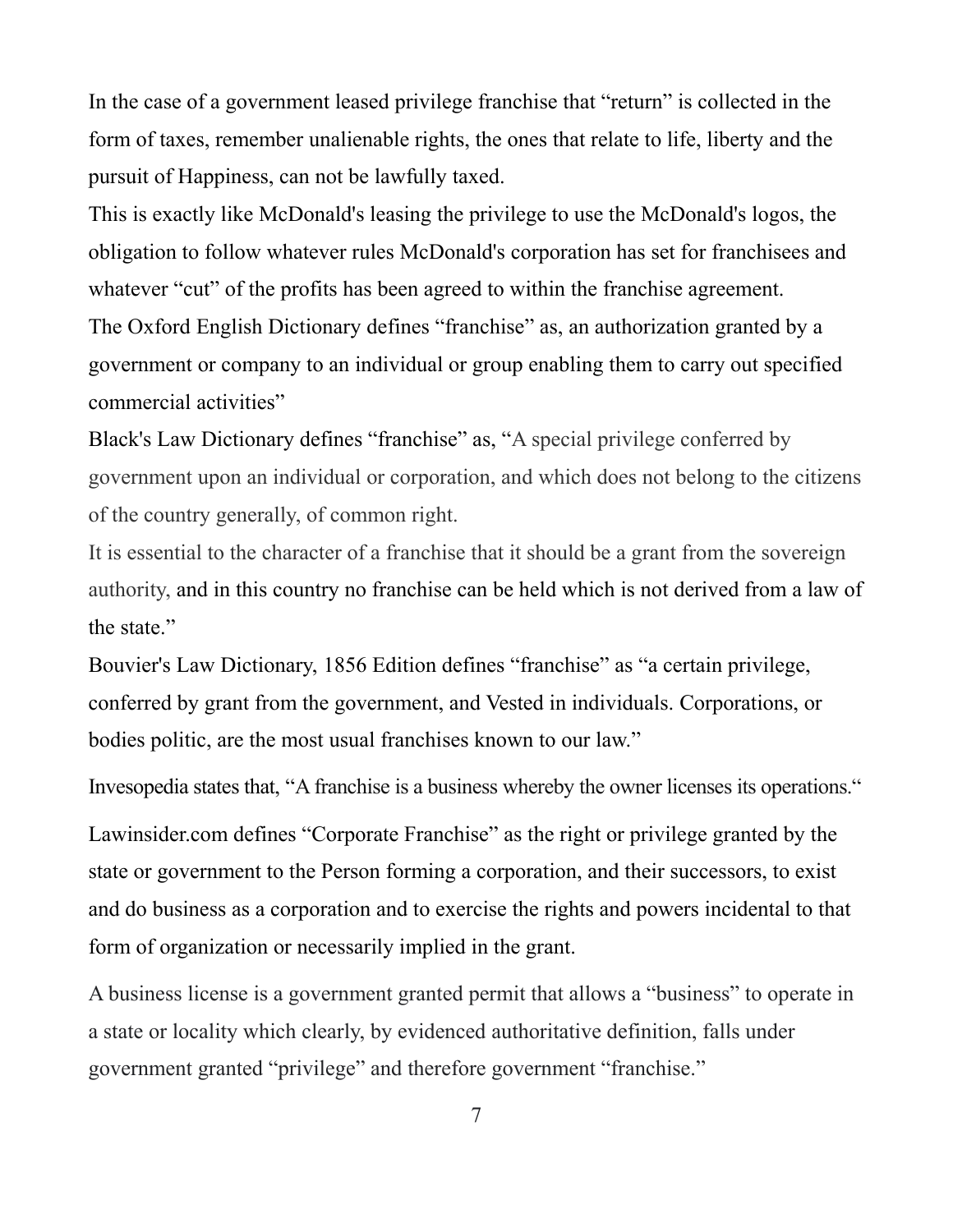In the case of a government leased privilege franchise that "return" is collected in the form of taxes, remember unalienable rights, the ones that relate to life, liberty and the pursuit of Happiness, can not be lawfully taxed.

This is exactly like McDonald's leasing the privilege to use the McDonald's logos, the obligation to follow whatever rules McDonald's corporation has set for franchisees and whatever "cut" of the profits has been agreed to within the franchise agreement.

The Oxford English Dictionary defines "franchise" as, an authorization granted by a government or company to an individual or group enabling them to carry out specified commercial activities"

Black's Law Dictionary defines "franchise" as, "A special privilege conferred by government upon an individual or corporation, and which does not belong to the citizens of the country generally, of common right.

It is essential to the character of a franchise that it should be a grant from the sovereign authority, and in this country no franchise can be held which is not derived from a law of the state."

Bouvier's Law Dictionary, 1856 Edition defines "franchise" as "a certain privilege, conferred by grant from the government, and Vested in individuals. Corporations, or bodies politic, are the most usual franchises known to our law."

Invesopedia states that, "A franchise is a business whereby the owner licenses its operations."

Lawinsider.com defines "Corporate Franchise" as the right or privilege granted by the state or government to the Person forming a corporation, and their successors, to exist and do business as a corporation and to exercise the rights and powers incidental to that form of organization or necessarily implied in the grant.

A business license is a government granted permit that allows a "business" to operate in a state or locality which clearly, by evidenced authoritative definition, falls under government granted "privilege" and therefore government "franchise."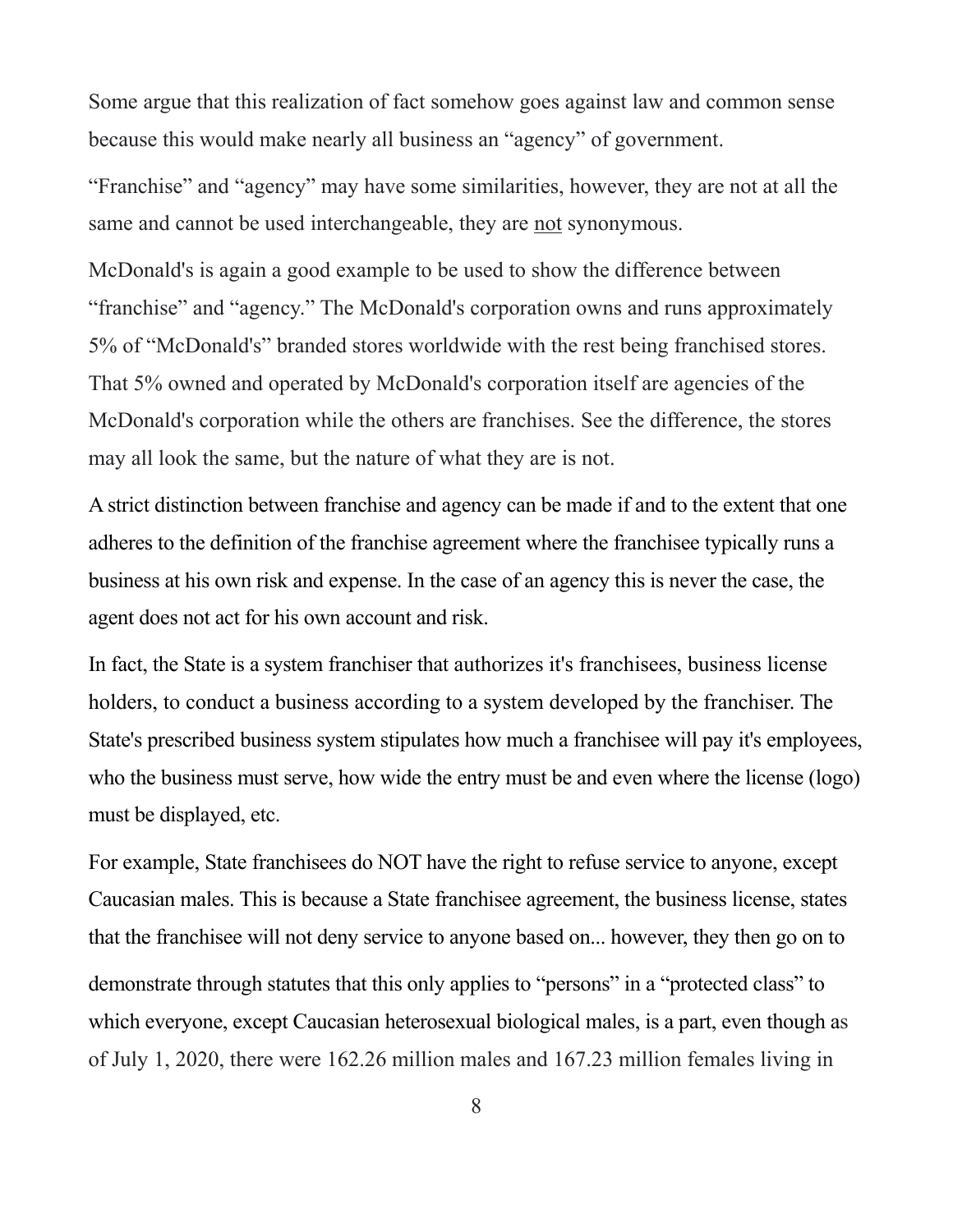Some argue that this realization of fact somehow goes against law and common sense because this would make nearly all business an "agency" of government.

"Franchise" and "agency" may have some similarities, however, they are not at all the same and cannot be used interchangeable, they are <u>not</u> synonymous.

McDonald's is again a good example to be used to show the difference between "franchise" and "agency." The McDonald's corporation owns and runs approximately 5% of "McDonald's" branded stores worldwide with the rest being franchised stores. That 5% owned and operated by McDonald's corporation itself are agencies of the McDonald's corporation while the others are franchises. See the difference, the stores may all look the same, but the nature of what they are is not.

A strict distinction between franchise and agency can be made if and to the extent that one adheres to the definition of the franchise agreement where the franchisee typically runs a business at his own risk and expense. In the case of an agency this is never the case, the agent does not act for his own account and risk.

In fact, the State is a system franchiser that authorizes it's franchisees, business license holders, to conduct a business according to a system developed by the franchiser. The State's prescribed business system stipulates how much a franchisee will pay it's employees, who the business must serve, how wide the entry must be and even where the license (logo) must be displayed, etc.

For example, State franchisees do NOT have the right to refuse service to anyone, except Caucasian males. This is because a State franchisee agreement, the business license, states that the franchisee will not deny service to anyone based on... however, they then go on to demonstrate through statutes that this only applies to "persons" in a "protected class" to which everyone, except Caucasian heterosexual biological males, is a part, even though as of July 1, 2020, there were 162.26 million males and 167.23 million females living in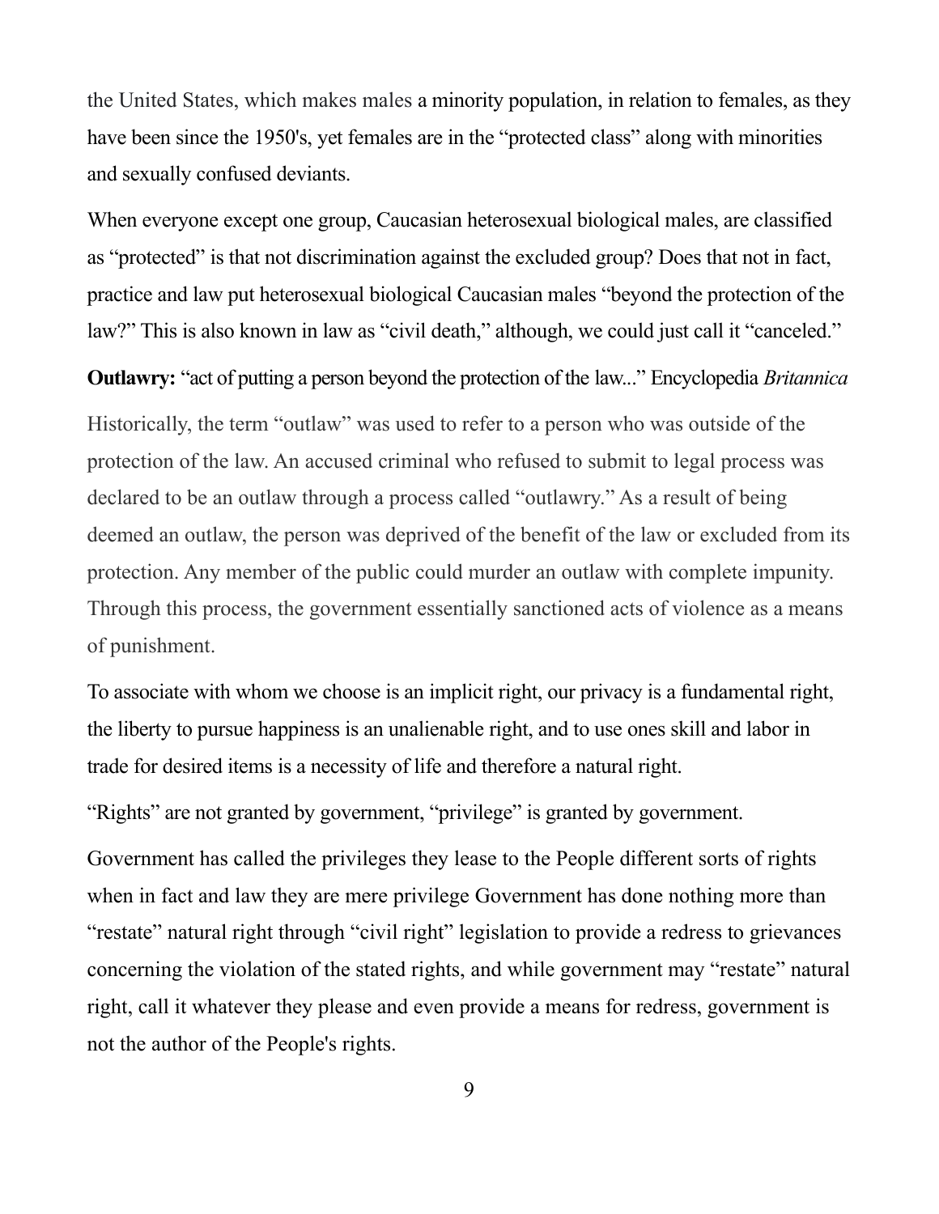the United States, which makes males a minority population, in relation to females, as they have been since the 1950's, yet females are in the "protected class" along with minorities and sexually confused deviants.

When everyone except one group, Caucasian heterosexual biological males, are classified as "protected" is that not discrimination against the excluded group? Does that not in fact, practice and law put heterosexual biological Caucasian males "beyond the protection of the law?" This is also known in law as "civil death," although, we could just call it "canceled."

**Outlawry:** "act of putting a person beyond the protection of the law..." Encyclopedia *Britannica*

Historically, the term "outlaw" was used to refer to a person who was outside of the protection of the law. An accused criminal who refused to submit to legal process was declared to be an outlaw through a process called "outlawry." As a result of being deemed an outlaw, the person was deprived of the benefit of the law or excluded from its protection. Any member of the public could murder an outlaw with complete impunity. Through this process, the government essentially sanctioned acts of violence as a means of punishment.

To associate with whom we choose is an implicit right, our privacy is a fundamental right, the liberty to pursue happiness is an unalienable right, and to use ones skill and labor in trade for desired items is a necessity of life and therefore a natural right.

"Rights" are not granted by government, "privilege" is granted by government.

Government has called the privileges they lease to the People different sorts of rights when in fact and law they are mere privilege Government has done nothing more than "restate" natural right through "civil right" legislation to provide a redress to grievances concerning the violation of the stated rights, and while government may "restate" natural right, call it whatever they please and even provide a means for redress, government is not the author of the People's rights.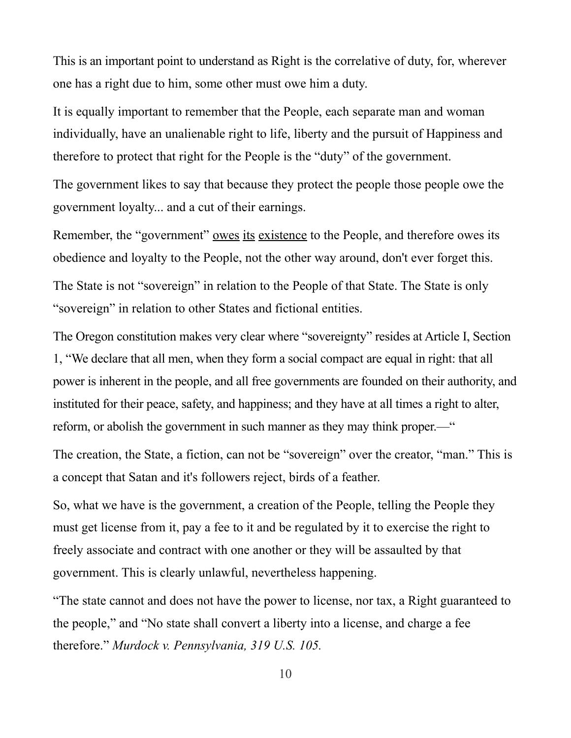This is an important point to understand as Right is the correlative of duty, for, wherever one has a right due to him, some other must owe him a duty.

It is equally important to remember that the People, each separate man and woman individually, have an unalienable right to life, liberty and the pursuit of Happiness and therefore to protect that right for the People is the "duty" of the government.

The government likes to say that because they protect the people those people owe the government loyalty... and a cut of their earnings.

Remember, the "government" <u>owes</u> <u>its</u> <u>existence</u> to the People, and therefore owes its obedience and loyalty to the People, not the other way around, don't ever forget this.

The State is not "sovereign" in relation to the People of that State. The State is only "sovereign" in relation to other States and fictional entities.

The Oregon constitution makes very clear where "sovereignty" resides at Article I, Section 1, "We declare that all men, when they form a social compact are equal in right: that all power is inherent in the people, and all free governments are founded on their authority, and instituted for their peace, safety, and happiness; and they have at all times a right to alter, reform, or abolish the government in such manner as they may think proper.—"

The creation, the State, a fiction, can not be "sovereign" over the creator, "man." This is a concept that Satan and it's followers reject, birds of a feather.

So, what we have is the government, a creation of the People, telling the People they must get license from it, pay a fee to it and be regulated by it to exercise the right to freely associate and contract with one another or they will be assaulted by that government. This is clearly unlawful, nevertheless happening.

"The state cannot and does not have the power to license, nor tax, a Right guaranteed to the people," and "No state shall convert a liberty into a license, and charge a fee therefore." *Murdock v. Pennsylvania, 319 U.S. 105.*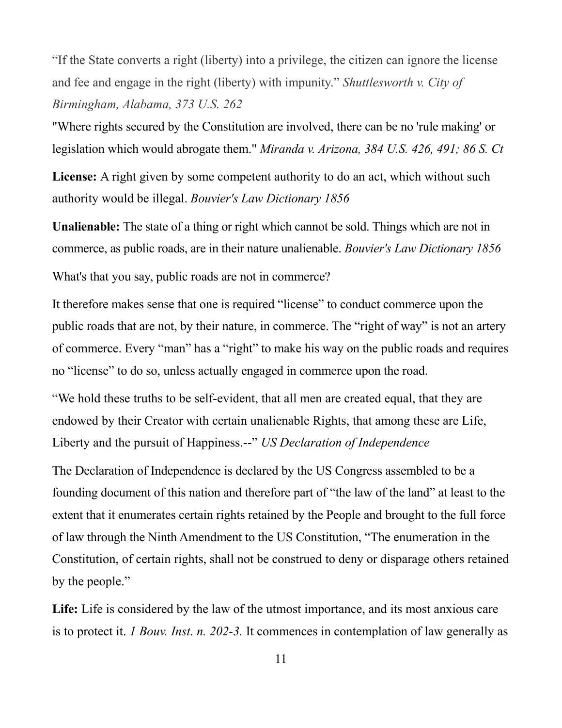"If the State converts a right (liberty) into a privilege, the citizen can ignore the license and fee and engage in the right (liberty) with impunity." *Shuttlesworth v. City of Birmingham, Alabama, 373 U.S. 262*

"Where rights secured by the Constitution are involved, there can be no 'rule making' or legislation which would abrogate them." *Miranda v. Arizona, 384 U.S. 426, 491; 86 S. Ct*

**License:** A right given by some competent authority to do an act, which without such authority would be illegal. *Bouvier's Law Dictionary 1856*

**Unalienable:** The state of a thing or right which cannot be sold. Things which are not in commerce, as public roads, are in their nature unalienable. *Bouvier's Law Dictionary 1856*

What's that you say, public roads are not in commerce?

It therefore makes sense that one is required "license" to conduct commerce upon the public roads that are not, by their nature, in commerce. The "right of way" is not an artery of commerce. Every "man" has a "right" to make his way on the public roads and requires no "license" to do so, unless actually engaged in commerce upon the road.

"We hold these truths to be self-evident, that all men are created equal, that they are endowed by their Creator with certain unalienable Rights, that among these are Life, Liberty and the pursuit of Happiness.--" *US Declaration of Independence*

The Declaration of Independence is declared by the US Congress assembled to be a founding document of this nation and therefore part of "the law of the land" at least to the extent that it enumerates certain rights retained by the People and brought to the full force of law through the Ninth Amendment to the US Constitution, "The enumeration in the Constitution, of certain rights, shall not be construed to deny or disparage others retained by the people."

**Life:** Life is considered by the law of the utmost importance, and its most anxious care is to protect it. *1 Bouv. Inst. n. 202-3.* It commences in contemplation of law generally as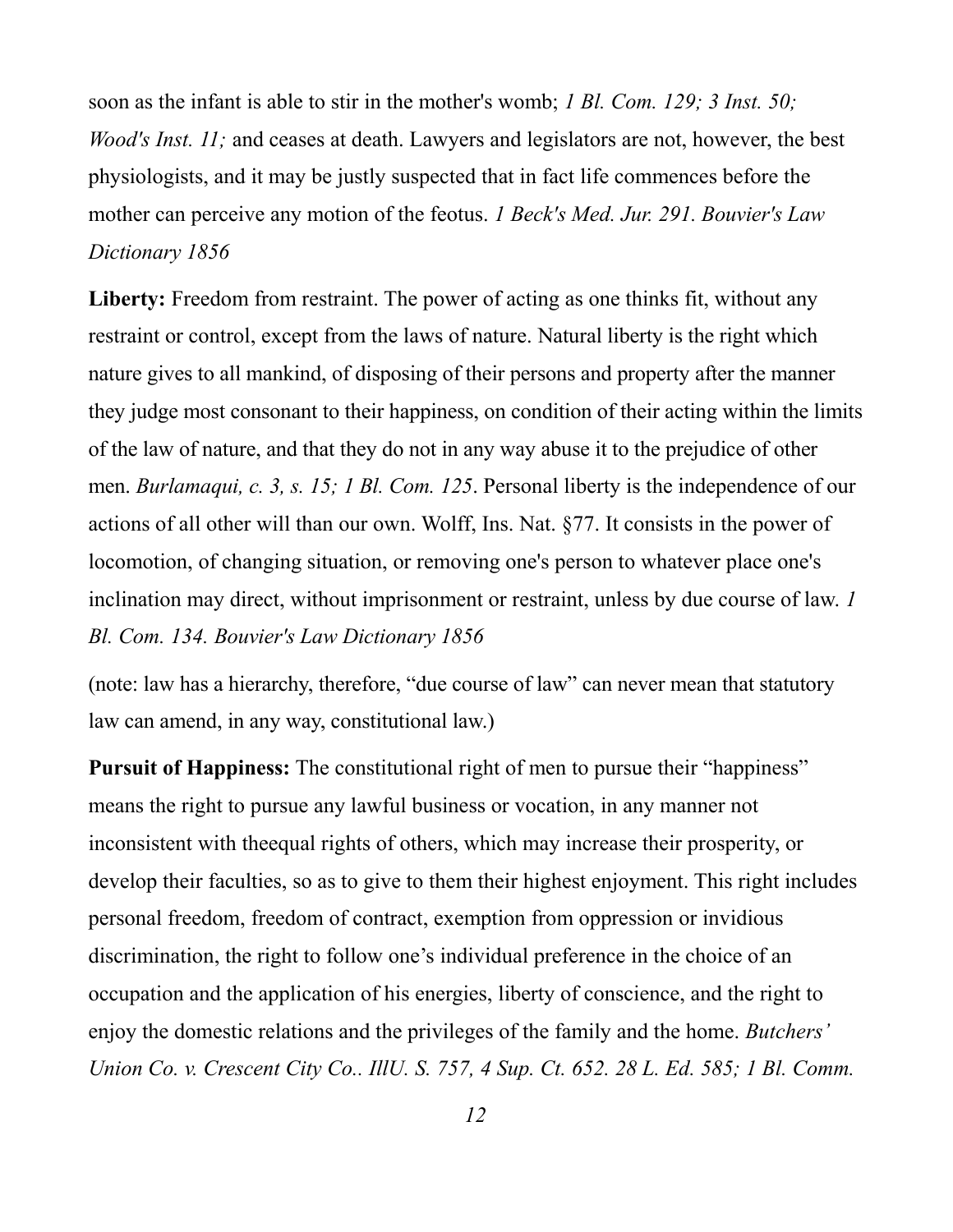soon as the infant is able to stir in the mother's womb; *1 Bl. Com. 129; 3 Inst. 50; Wood's Inst. 11;* and ceases at death. Lawyers and legislators are not, however, the best physiologists, and it may be justly suspected that in fact life commences before the mother can perceive any motion of the feotus. *1 Beck's Med. Jur. 291. Bouvier's Law Dictionary 1856*

**Liberty:** Freedom from restraint. The power of acting as one thinks fit, without any restraint or control, except from the laws of nature. Natural liberty is the right which nature gives to all mankind, of disposing of their persons and property after the manner they judge most consonant to their happiness, on condition of their acting within the limits of the law of nature, and that they do not in any way abuse it to the prejudice of other men. *Burlamaqui, c. 3, s. 15; 1 Bl. Com. 125*. Personal liberty is the independence of our actions of all other will than our own. Wolff, Ins. Nat. §77. It consists in the power of locomotion, of changing situation, or removing one's person to whatever place one's inclination may direct, without imprisonment or restraint, unless by due course of law. *1 Bl. Com. 134. Bouvier's Law Dictionary 1856*

(note: law has a hierarchy, therefore, "due course of law" can never mean that statutory law can amend, in any way, constitutional law.)

**Pursuit of Happiness:** The constitutional right of men to pursue their "happiness" means the right to pursue any lawful business or vocation, in any manner not inconsistent with theequal rights of others, which may increase their prosperity, or develop their faculties, so as to give to them their highest enjoyment. This right includes personal freedom, freedom of contract, exemption from oppression or invidious discrimination, the right to follow one's individual preference in the choice of an occupation and the application of his energies, liberty of conscience, and the right to enjoy the domestic relations and the privileges of the family and the home. *Butchers' Union Co. v. Crescent City Co.. IllU. S. 757, 4 Sup. Ct. 652. 28 L. Ed. 585; 1 Bl. Comm.*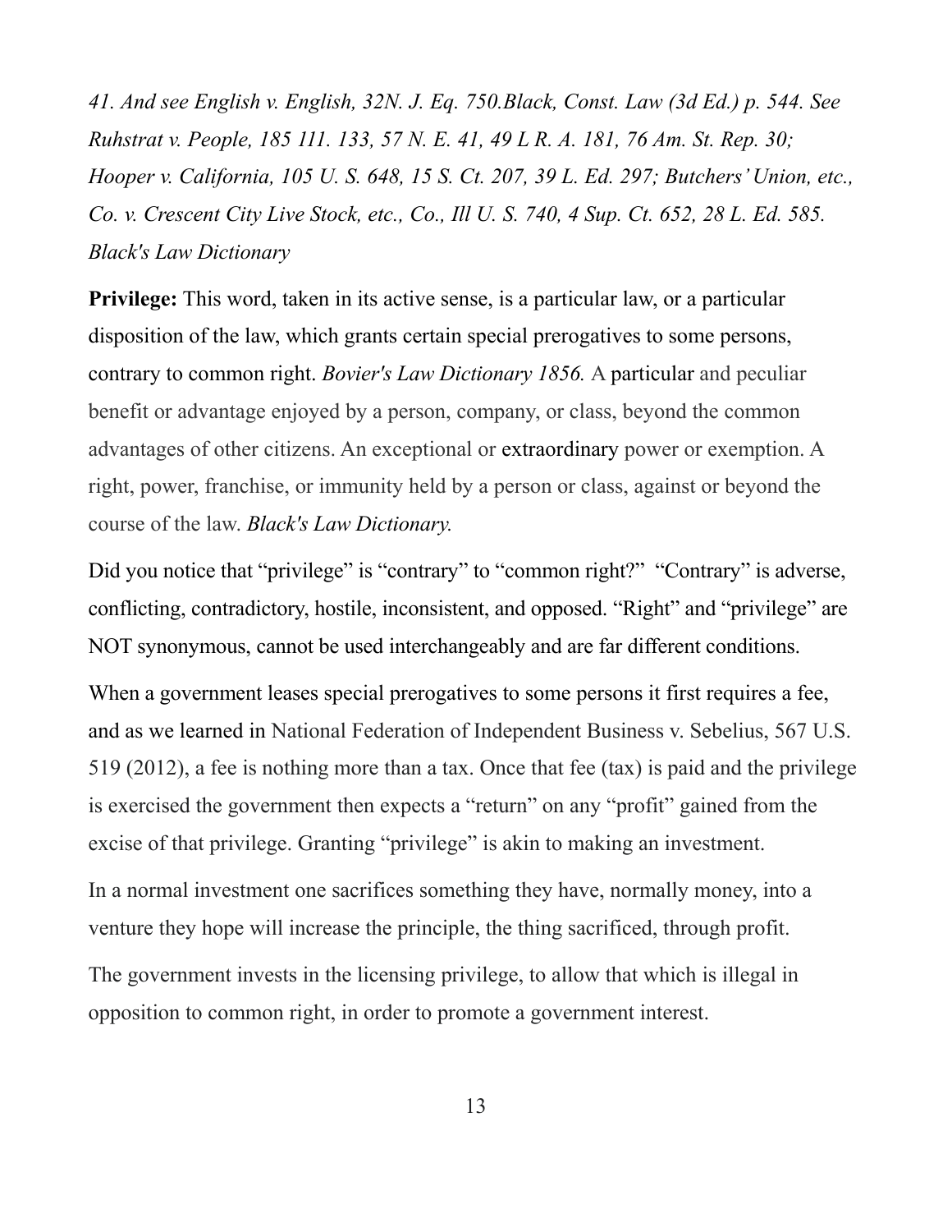*41. And see English v. English, 32N. J. Eq. 750.Black, Const. Law (3d Ed.) p. 544. See Ruhstrat v. People, 185 111. 133, 57 N. E. 41, 49 L R. A. 181, 76 Am. St. Rep. 30; Hooper v. California, 105 U. S. 648, 15 S. Ct. 207, 39 L. Ed. 297; Butchers' Union, etc., Co. v. Crescent City Live Stock, etc., Co., Ill U. S. 740, 4 Sup. Ct. 652, 28 L. Ed. 585. Black's Law Dictionary*

**Privilege:** This word, taken in its active sense, is a particular law, or a particular disposition of the law, which grants certain special prerogatives to some persons, contrary to common right. *Bovier's Law Dictionary 1856.* A particular and peculiar benefit or advantage enjoyed by a person, company, or class, beyond the common advantages of other citizens. An exceptional or extraordinary power or exemption. A right, power, franchise, or immunity held by a person or class, against or beyond the course of the law. *Black's Law Dictionary.*

Did you notice that "privilege" is "contrary" to "common right?" "Contrary" is adverse, conflicting, contradictory, hostile, inconsistent, and opposed. "Right" and "privilege" are NOT synonymous, cannot be used interchangeably and are far different conditions.

When a government leases special prerogatives to some persons it first requires a fee, and as we learned in National Federation of Independent Business v. Sebelius, 567 U.S. 519 (2012), a fee is nothing more than a tax. Once that fee (tax) is paid and the privilege is exercised the government then expects a "return" on any "profit" gained from the excise of that privilege. Granting "privilege" is akin to making an investment.

In a normal investment one sacrifices something they have, normally money, into a venture they hope will increase the principle, the thing sacrificed, through profit.

The government invests in the licensing privilege, to allow that which is illegal in opposition to common right, in order to promote a government interest.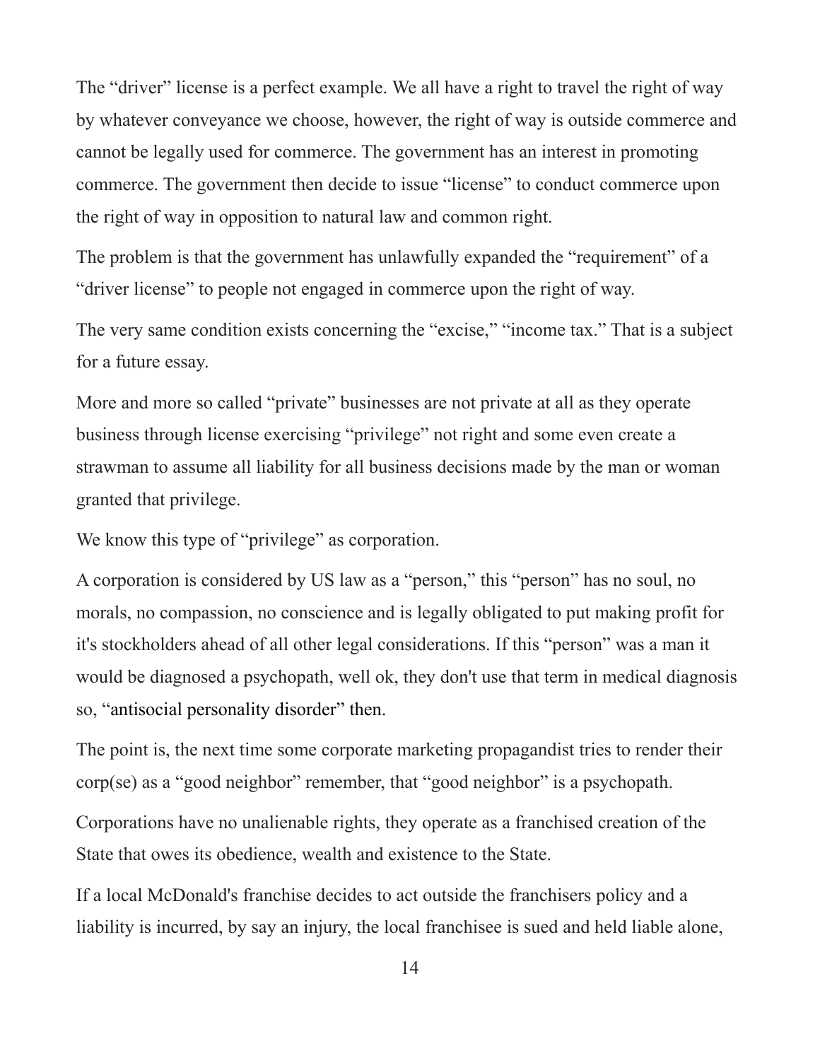The “driver” license is a perfect example. We all have a right to travel the right of way by whatever conveyance we choose, however, the right of way is outside commerce and cannot be legally used for commerce. The government has an interest in promoting commerce. The government then decide to issue “license” to conduct commerce upon the right of way in opposition to natural law and common right.

The problem is that the government has unlawfully expanded the “requirement” of a “driver license” to people not engaged in commerce upon the right of way.

The very same condition exists concerning the “excise,” “income tax.” That is a subject for a future essay.

More and more so called “private” businesses are not private at all as they operate business through license exercising “privilege” not right and some even create a strawman to assume all liability for all business decisions made by the man or woman granted that privilege.

We know this type of “privilege” as corporation.

A corporation is considered by US law as a “person,” this “person” has no soul, no morals, no compassion, no conscience and is legally obligated to put making profit for it's stockholders ahead of all other legal considerations. If this “person” was a man it would be diagnosed a psychopath, well ok, they don't use that term in medical diagnosis so, “antisocial personality disorder” then.

The point is, the next time some corporate marketing propagandist tries to render their corp(se) as a “good neighbor” remember, that “good neighbor” is a psychopath.

Corporations have no unalienable rights, they operate as a franchised creation of the State that owes its obedience, wealth and existence to the State.

If a local McDonald's franchise decides to act outside the franchisers policy and a liability is incurred, by say an injury, the local franchisee is sued and held liable alone,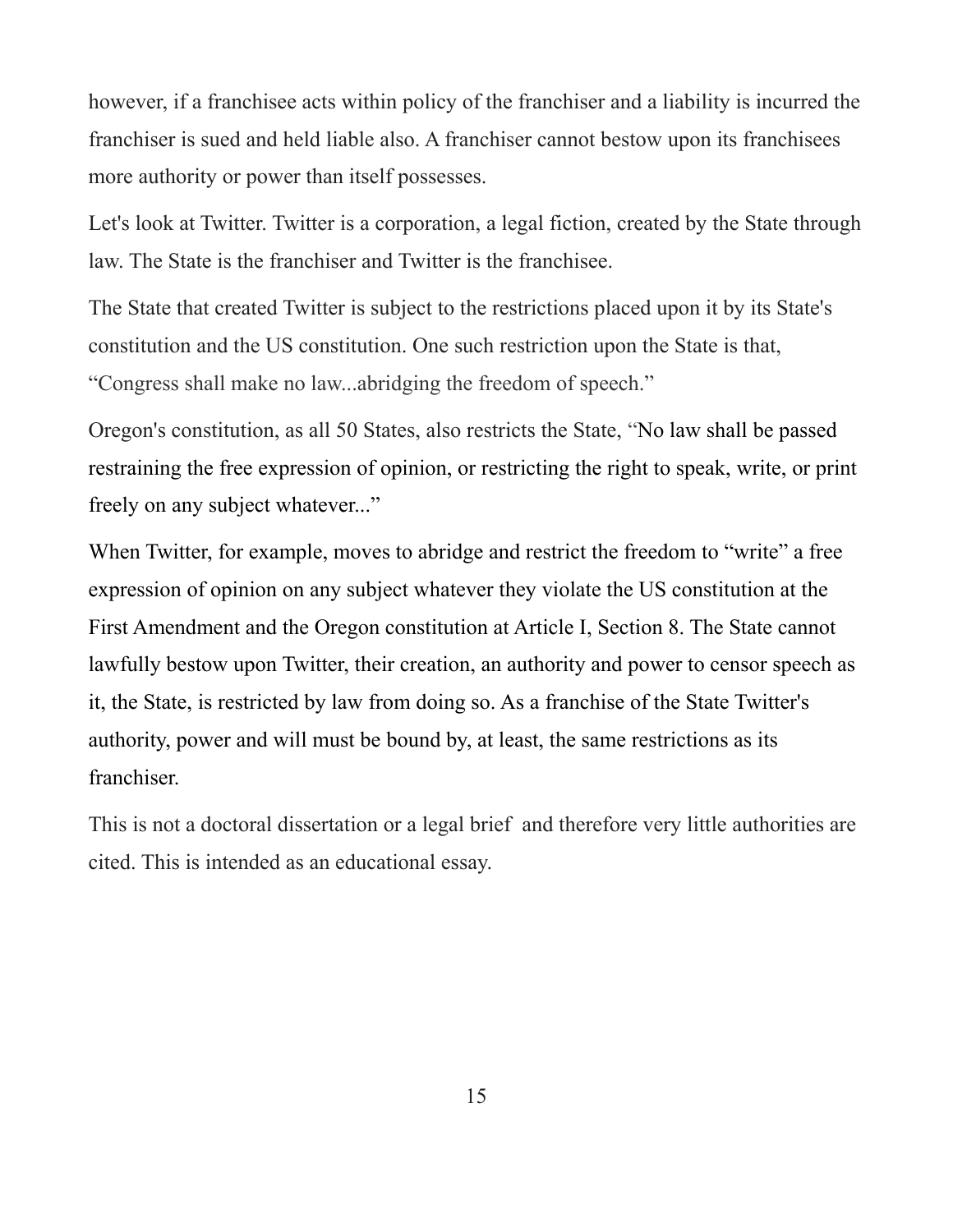however, if a franchisee acts within policy of the franchiser and a liability is incurred the franchiser is sued and held liable also. A franchiser cannot bestow upon its franchisees more authority or power than itself possesses.

Let's look at Twitter. Twitter is a corporation, a legal fiction, created by the State through law. The State is the franchiser and Twitter is the franchisee.

The State that created Twitter is subject to the restrictions placed upon it by its State's constitution and the US constitution. One such restriction upon the State is that, "Congress shall make no law...abridging the freedom of speech."

Oregon's constitution, as all 50 States, also restricts the State, "No law shall be passed restraining the free expression of opinion, or restricting the right to speak, write, or print freely on any subject whatever..."

When Twitter, for example, moves to abridge and restrict the freedom to "write" a free expression of opinion on any subject whatever they violate the US constitution at the First Amendment and the Oregon constitution at Article I, Section 8. The State cannot lawfully bestow upon Twitter, their creation, an authority and power to censor speech as it, the State, is restricted by law from doing so. As a franchise of the State Twitter's authority, power and will must be bound by, at least, the same restrictions as its franchiser.

This is not a doctoral dissertation or a legal brief and therefore very little authorities are cited. This is intended as an educational essay.